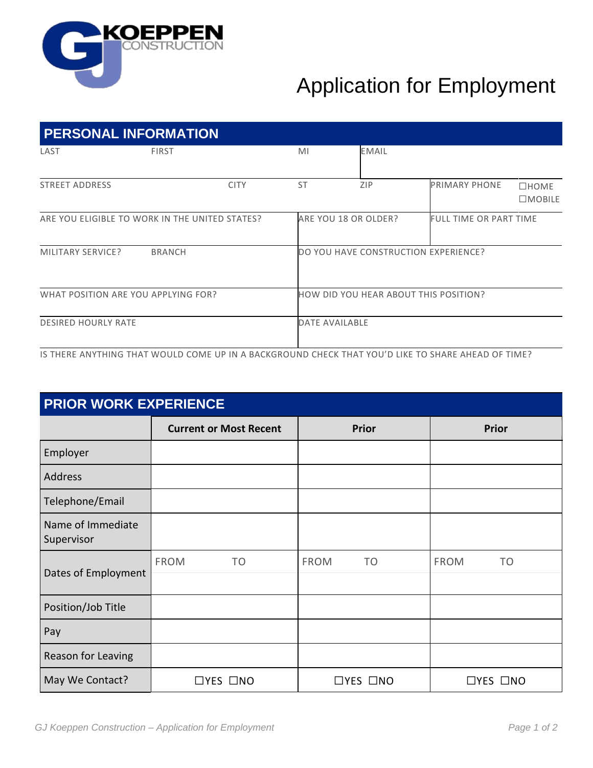GJ KOEPPEN CONSTRUCTION

# Application for Employment

## PERSONAL INFORMATION

| LAST | FIRST | | MI | EMAIL | | |
|---|---|---|---|---|---|---|
| STREET ADDRESS | | CITY | ST | ZIP | PRIMARY PHONE | ☐HOME ☐MOBILE |
| ARE YOU ELIGIBLE TO WORK IN THE UNITED STATES? | | | ARE YOU 18 OR OLDER? | | FULL TIME OR PART TIME | |
| MILITARY SERVICE? | BRANCH | | DO YOU HAVE CONSTRUCTION EXPERIENCE? | | | |
| WHAT POSITION ARE YOU APPLYING FOR? | | | HOW DID YOU HEAR ABOUT THIS POSITION? | | | |
| DESIRED HOURLY RATE | | | DATE AVAILABLE | | | |

IS THERE ANYTHING THAT WOULD COME UP IN A BACKGROUND CHECK THAT YOU'D LIKE TO SHARE AHEAD OF TIME?

## PRIOR WORK EXPERIENCE

| | **Current or Most Recent** | **Prior** | **Prior** |
|---|---|---|---|
| Employer | | | |
| Address | | | |
| Telephone/Email | | | |
| Name of Immediate Supervisor | | | |
| Dates of Employment | FROM TO | FROM TO | FROM TO |
| Position/Job Title | | | |
| Pay | | | |
| Reason for Leaving | | | |
| May We Contact? | ☐YES ☐NO | ☐YES ☐NO | ☐YES ☐NO |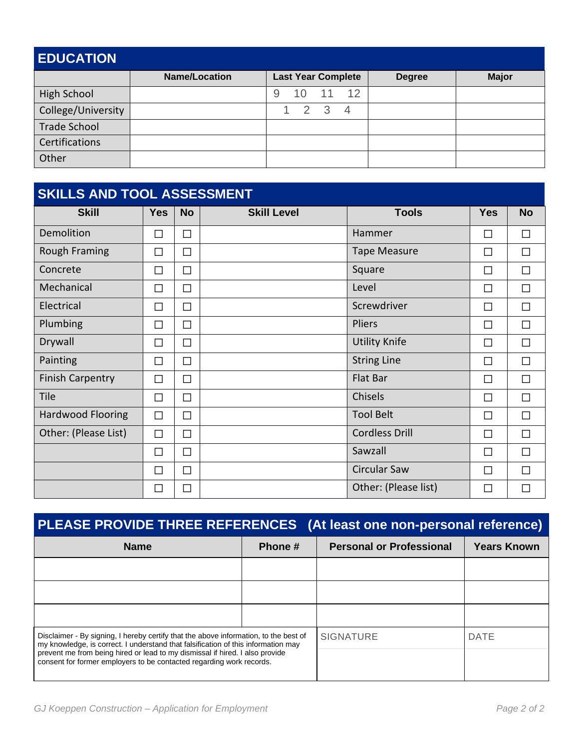## EDUCATION

| | Name/Location | Last Year Complete | Degree | Major |
|---|---|---|---|---|
| High School | | 9 10 11 12 | | |
| College/University | | 1 2 3 4 | | |
| Trade School | | | | |
| Certifications | | | | |
| Other | | | | |

## SKILLS AND TOOL ASSESSMENT

| Skill | Yes | No | Skill Level | Tools | Yes | No |
|---|---|---|---|---|---|---|
| Demolition | ☐ | ☐ | | Hammer | ☐ | ☐ |
| Rough Framing | ☐ | ☐ | | Tape Measure | ☐ | ☐ |
| Concrete | ☐ | ☐ | | Square | ☐ | ☐ |
| Mechanical | ☐ | ☐ | | Level | ☐ | ☐ |
| Electrical | ☐ | ☐ | | Screwdriver | ☐ | ☐ |
| Plumbing | ☐ | ☐ | | Pliers | ☐ | ☐ |
| Drywall | ☐ | ☐ | | Utility Knife | ☐ | ☐ |
| Painting | ☐ | ☐ | | String Line | ☐ | ☐ |
| Finish Carpentry | ☐ | ☐ | | Flat Bar | ☐ | ☐ |
| Tile | ☐ | ☐ | | Chisels | ☐ | ☐ |
| Hardwood Flooring | ☐ | ☐ | | Tool Belt | ☐ | ☐ |
| Other: (Please List) | ☐ | ☐ | | Cordless Drill | ☐ | ☐ |
| | ☐ | ☐ | | Sawzall | ☐ | ☐ |
| | ☐ | ☐ | | Circular Saw | ☐ | ☐ |
| | ☐ | ☐ | | Other: (Please list) | ☐ | ☐ |

## PLEASE PROVIDE THREE REFERENCES (At least one non-personal reference)

| Name | Phone # | Personal or Professional | Years Known |
|---|---|---|---|
| | | | |
| | | | |
| | | | |

| | | |
|---|---|---|
| Disclaimer - By signing, I hereby certify that the above information, to the best of my knowledge, is correct. I understand that falsification of this information may prevent me from being hired or lead to my dismissal if hired. I also provide consent for former employers to be contacted regarding work records. | SIGNATURE | DATE |